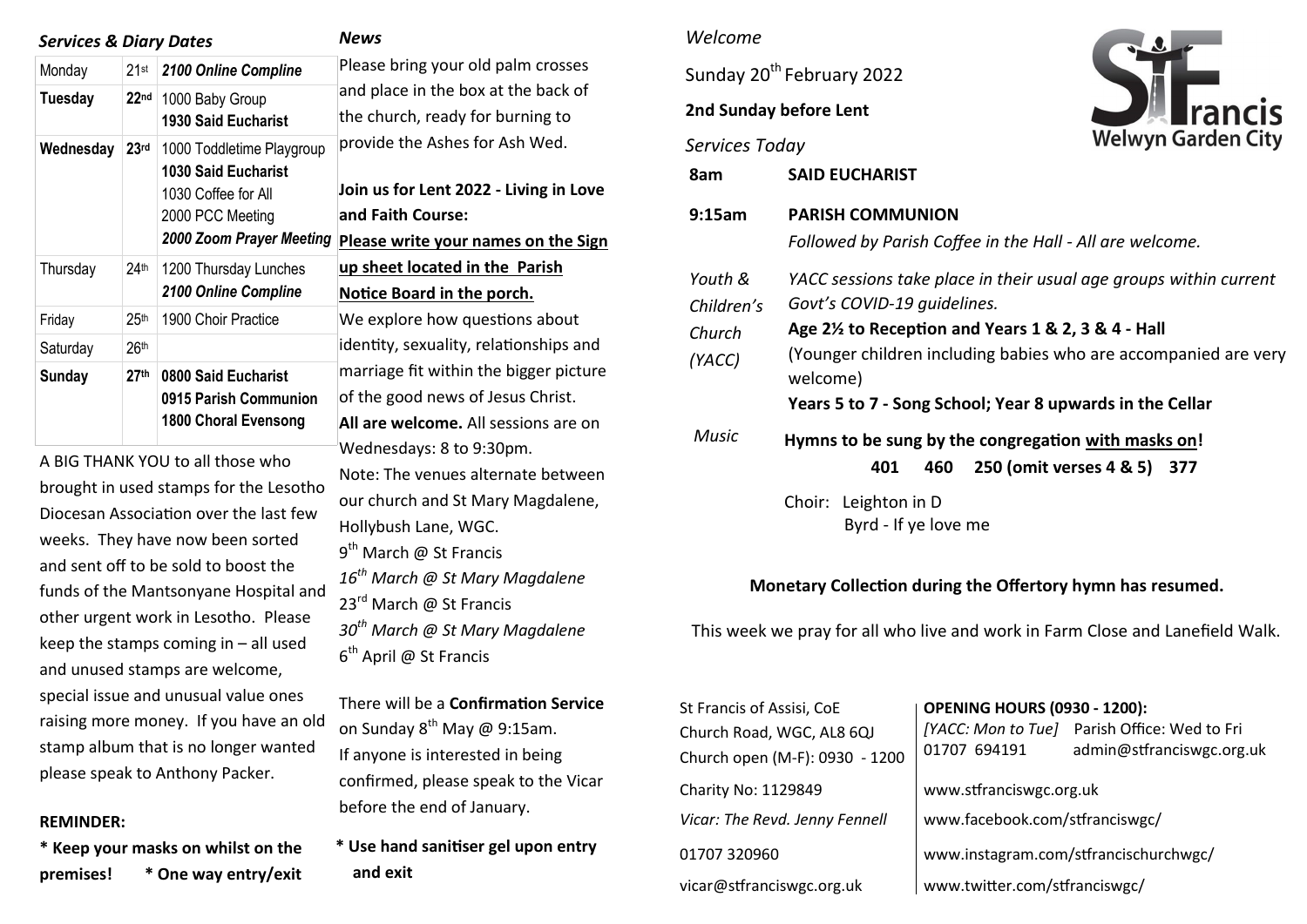## *Services & Diary Dates*

| Monday | 21st | ***2100 Online Compline*** |
|---|---|---|
| **Tuesday** | **22nd** | 1000 Baby Group<br>**1930 Said Eucharist** |
| **Wednesday** | **23rd** | 1000 Toddletime Playgroup<br>**1030 Said Eucharist**<br>1030 Coffee for All<br>2000 PCC Meeting<br>***2000 Zoom Prayer Meeting*** |
| Thursday | 24th | 1200 Thursday Lunches<br>***2100 Online Compline*** |
| Friday | 25th | 1900 Choir Practice |
| Saturday | 26th | |
| **Sunday** | **27th** | **0800 Said Eucharist**<br>**0915 Parish Communion**<br>**1800 Choral Evensong** |

A BIG THANK YOU to all those who brought in used stamps for the Lesotho Diocesan Association over the last few weeks. They have now been sorted and sent off to be sold to boost the funds of the Mantsonyane Hospital and other urgent work in Lesotho. Please keep the stamps coming in – all used and unused stamps are welcome, special issue and unusual value ones raising more money. If you have an old stamp album that is no longer wanted please speak to Anthony Packer.

**REMINDER:**

**\* Keep your masks on whilst on the premises! \* One way entry/exit**

## *News*

Please bring your old palm crosses and place in the box at the back of the church, ready for burning to provide the Ashes for Ash Wed.

**Join us for Lent 2022 - Living in Love and Faith Course:**

**Please write your names on the Sign up sheet located in the Parish Notice Board in the porch.**

We explore how questions about identity, sexuality, relationships and marriage fit within the bigger picture of the good news of Jesus Christ. **All are welcome.** All sessions are on Wednesdays: 8 to 9:30pm.

Note: The venues alternate between our church and St Mary Magdalene, Hollybush Lane, WGC.

9th March @ St Francis
*16th March @ St Mary Magdalene*
23rd March @ St Francis
*30th March @ St Mary Magdalene*
6th April @ St Francis

There will be a **Confirmation Service** on Sunday 8th May @ 9:15am. If anyone is interested in being confirmed, please speak to the Vicar before the end of January.

**\* Use hand sanitiser gel upon entry and exit**

*Welcome*

**St Francis Welwyn Garden City**

Sunday 20th February 2022

**2nd Sunday before Lent**

*Services Today*

| | |
|---|---|
| **8am** | **SAID EUCHARIST** |
| **9:15am** | **PARISH COMMUNION**<br>*Followed by Parish Coffee in the Hall - All are welcome.* |
| *Youth & Children's Church (YACC)* | *YACC sessions take place in their usual age groups within current Govt's COVID-19 guidelines.*<br>**Age 2½ to Reception and Years 1 & 2, 3 & 4 - Hall**<br>(Younger children including babies who are accompanied are very welcome)<br>**Years 5 to 7 - Song School; Year 8 upwards in the Cellar** |
| *Music* | **Hymns to be sung by the congregation with masks on!**<br>**401 460 250 (omit verses 4 & 5) 377**<br>Choir: Leighton in D<br>Byrd - If ye love me |

**Monetary Collection during the Offertory hymn has resumed.**

This week we pray for all who live and work in Farm Close and Lanefield Walk.

St Francis of Assisi, CoE
Church Road, WGC, AL8 6QJ
Church open (M-F): 0930 - 1200

**OPENING HOURS (0930 - 1200):**
*[YACC: Mon to Tue]* Parish Office: Wed to Fri
01707 694191 admin@stfranciswgc.org.uk

Charity No: 1129849
*Vicar: The Revd. Jenny Fennell*
01707 320960
vicar@stfranciswgc.org.uk

www.stfranciswgc.org.uk
www.facebook.com/stfranciswgc/
www.instagram.com/stfrancischurchwgc/
www.twitter.com/stfranciswgc/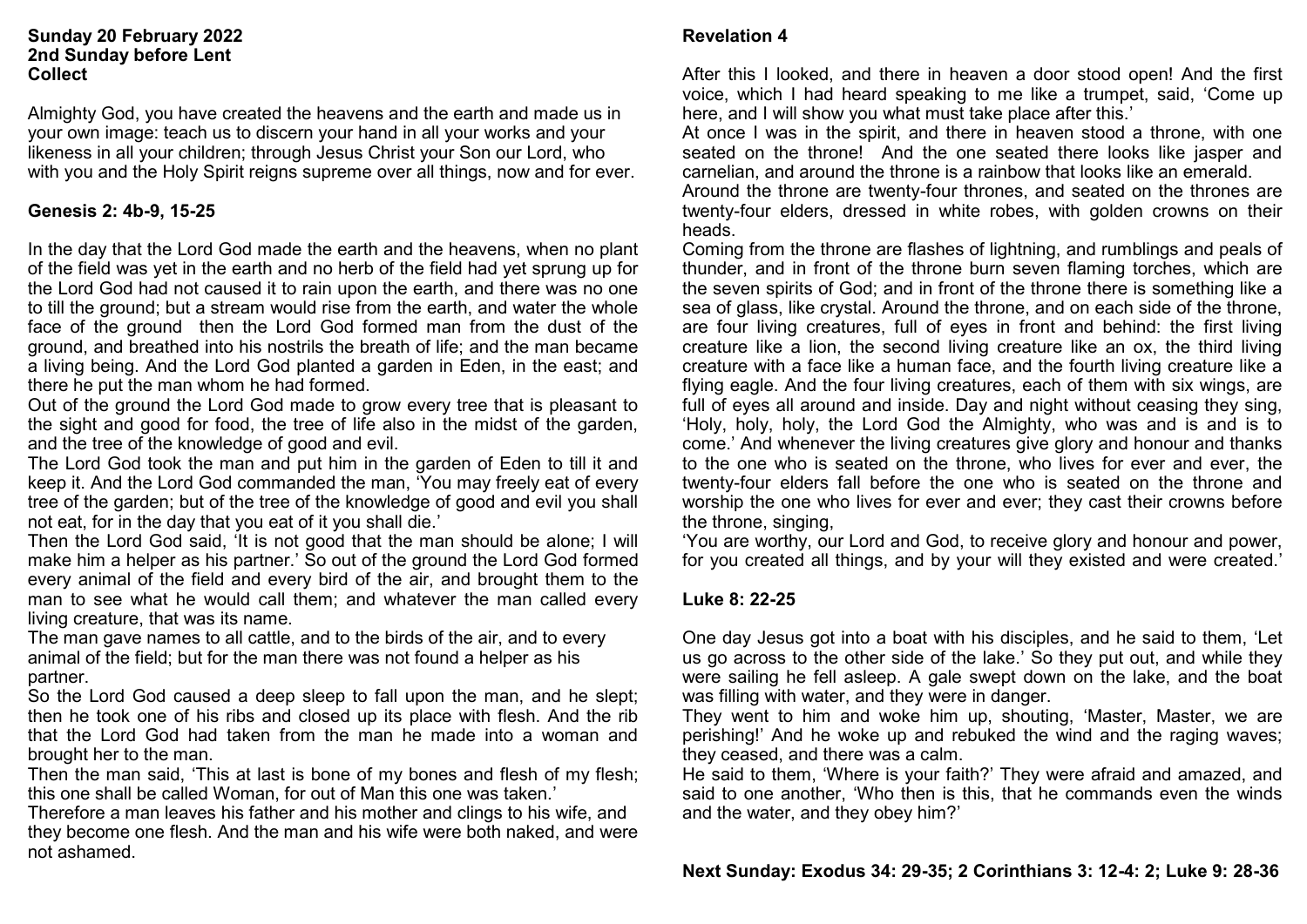**Sunday 20 February 2022**
**2nd Sunday before Lent**
**Collect**

Almighty God, you have created the heavens and the earth and made us in your own image: teach us to discern your hand in all your works and your likeness in all your children; through Jesus Christ your Son our Lord, who with you and the Holy Spirit reigns supreme over all things, now and for ever.

**Genesis 2: 4b-9, 15-25**

In the day that the Lord God made the earth and the heavens, when no plant of the field was yet in the earth and no herb of the field had yet sprung up for the Lord God had not caused it to rain upon the earth, and there was no one to till the ground; but a stream would rise from the earth, and water the whole face of the ground then the Lord God formed man from the dust of the ground, and breathed into his nostrils the breath of life; and the man became a living being. And the Lord God planted a garden in Eden, in the east; and there he put the man whom he had formed.

Out of the ground the Lord God made to grow every tree that is pleasant to the sight and good for food, the tree of life also in the midst of the garden, and the tree of the knowledge of good and evil.

The Lord God took the man and put him in the garden of Eden to till it and keep it. And the Lord God commanded the man, 'You may freely eat of every tree of the garden; but of the tree of the knowledge of good and evil you shall not eat, for in the day that you eat of it you shall die.'

Then the Lord God said, 'It is not good that the man should be alone; I will make him a helper as his partner.' So out of the ground the Lord God formed every animal of the field and every bird of the air, and brought them to the man to see what he would call them; and whatever the man called every living creature, that was its name.

The man gave names to all cattle, and to the birds of the air, and to every animal of the field; but for the man there was not found a helper as his partner.

So the Lord God caused a deep sleep to fall upon the man, and he slept; then he took one of his ribs and closed up its place with flesh. And the rib that the Lord God had taken from the man he made into a woman and brought her to the man.

Then the man said, 'This at last is bone of my bones and flesh of my flesh; this one shall be called Woman, for out of Man this one was taken.'

Therefore a man leaves his father and his mother and clings to his wife, and they become one flesh. And the man and his wife were both naked, and were not ashamed.

**Revelation 4**

After this I looked, and there in heaven a door stood open! And the first voice, which I had heard speaking to me like a trumpet, said, 'Come up here, and I will show you what must take place after this.'

At once I was in the spirit, and there in heaven stood a throne, with one seated on the throne! And the one seated there looks like jasper and carnelian, and around the throne is a rainbow that looks like an emerald.

Around the throne are twenty-four thrones, and seated on the thrones are twenty-four elders, dressed in white robes, with golden crowns on their heads.

Coming from the throne are flashes of lightning, and rumblings and peals of thunder, and in front of the throne burn seven flaming torches, which are the seven spirits of God; and in front of the throne there is something like a sea of glass, like crystal. Around the throne, and on each side of the throne, are four living creatures, full of eyes in front and behind: the first living creature like a lion, the second living creature like an ox, the third living creature with a face like a human face, and the fourth living creature like a flying eagle. And the four living creatures, each of them with six wings, are full of eyes all around and inside. Day and night without ceasing they sing, 'Holy, holy, holy, the Lord God the Almighty, who was and is and is to come.' And whenever the living creatures give glory and honour and thanks to the one who is seated on the throne, who lives for ever and ever, the twenty-four elders fall before the one who is seated on the throne and worship the one who lives for ever and ever; they cast their crowns before the throne, singing,

'You are worthy, our Lord and God, to receive glory and honour and power, for you created all things, and by your will they existed and were created.'

**Luke 8: 22-25**

One day Jesus got into a boat with his disciples, and he said to them, 'Let us go across to the other side of the lake.' So they put out, and while they were sailing he fell asleep. A gale swept down on the lake, and the boat was filling with water, and they were in danger.

They went to him and woke him up, shouting, 'Master, Master, we are perishing!' And he woke up and rebuked the wind and the raging waves; they ceased, and there was a calm.

He said to them, 'Where is your faith?' They were afraid and amazed, and said to one another, 'Who then is this, that he commands even the winds and the water, and they obey him?'

**Next Sunday: Exodus 34: 29-35; 2 Corinthians 3: 12-4: 2; Luke 9: 28-36**